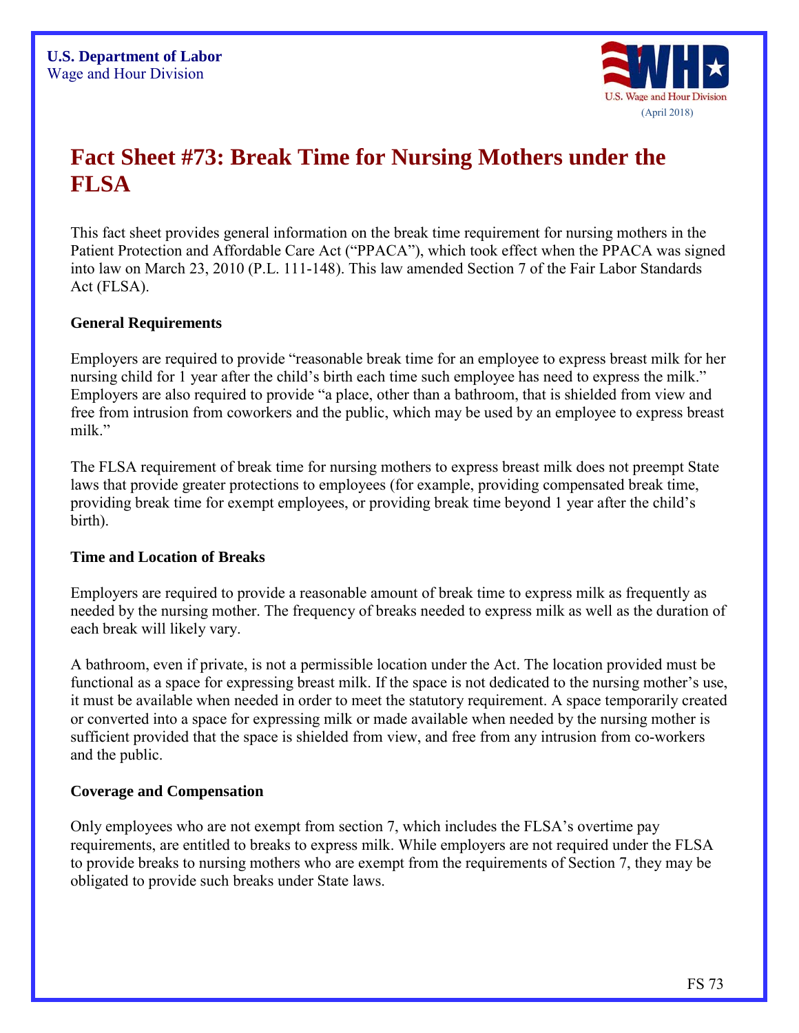**U.S. Department of Labor**
Wage and Hour Division

U.S. Wage and Hour Division
(April 2018)

# Fact Sheet #73: Break Time for Nursing Mothers under the FLSA

This fact sheet provides general information on the break time requirement for nursing mothers in the Patient Protection and Affordable Care Act ("PPACA"), which took effect when the PPACA was signed into law on March 23, 2010 (P.L. 111-148). This law amended Section 7 of the Fair Labor Standards Act (FLSA).

**General Requirements**

Employers are required to provide "reasonable break time for an employee to express breast milk for her nursing child for 1 year after the child's birth each time such employee has need to express the milk." Employers are also required to provide "a place, other than a bathroom, that is shielded from view and free from intrusion from coworkers and the public, which may be used by an employee to express breast milk."

The FLSA requirement of break time for nursing mothers to express breast milk does not preempt State laws that provide greater protections to employees (for example, providing compensated break time, providing break time for exempt employees, or providing break time beyond 1 year after the child's birth).

**Time and Location of Breaks**

Employers are required to provide a reasonable amount of break time to express milk as frequently as needed by the nursing mother. The frequency of breaks needed to express milk as well as the duration of each break will likely vary.

A bathroom, even if private, is not a permissible location under the Act. The location provided must be functional as a space for expressing breast milk. If the space is not dedicated to the nursing mother's use, it must be available when needed in order to meet the statutory requirement. A space temporarily created or converted into a space for expressing milk or made available when needed by the nursing mother is sufficient provided that the space is shielded from view, and free from any intrusion from co-workers and the public.

**Coverage and Compensation**

Only employees who are not exempt from section 7, which includes the FLSA's overtime pay requirements, are entitled to breaks to express milk. While employers are not required under the FLSA to provide breaks to nursing mothers who are exempt from the requirements of Section 7, they may be obligated to provide such breaks under State laws.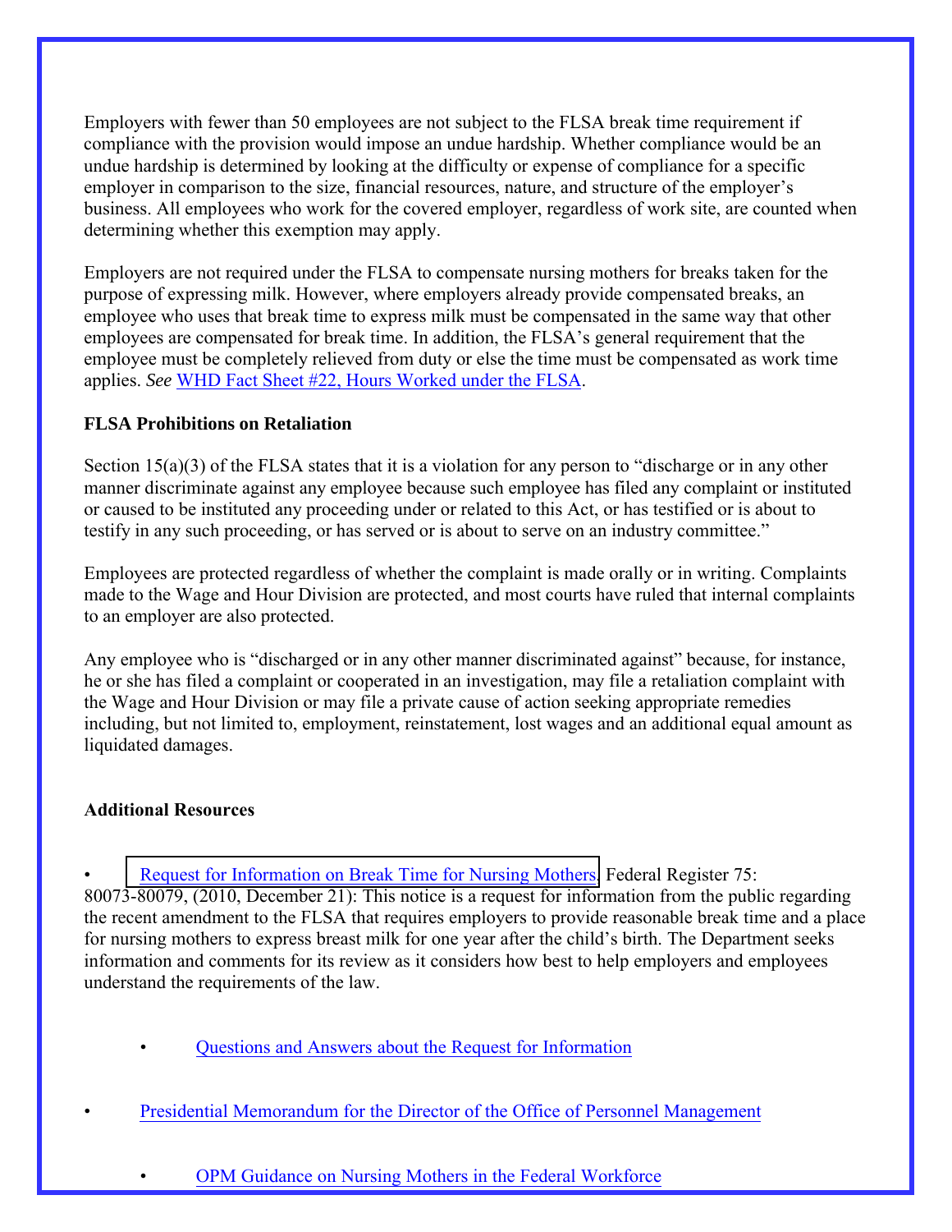Employers with fewer than 50 employees are not subject to the FLSA break time requirement if compliance with the provision would impose an undue hardship. Whether compliance would be an undue hardship is determined by looking at the difficulty or expense of compliance for a specific employer in comparison to the size, financial resources, nature, and structure of the employer's business. All employees who work for the covered employer, regardless of work site, are counted when determining whether this exemption may apply.

Employers are not required under the FLSA to compensate nursing mothers for breaks taken for the purpose of expressing milk. However, where employers already provide compensated breaks, an employee who uses that break time to express milk must be compensated in the same way that other employees are compensated for break time. In addition, the FLSA's general requirement that the employee must be completely relieved from duty or else the time must be compensated as work time applies. *See* WHD Fact Sheet #22, Hours Worked under the FLSA.

**FLSA Prohibitions on Retaliation**

Section 15(a)(3) of the FLSA states that it is a violation for any person to "discharge or in any other manner discriminate against any employee because such employee has filed any complaint or instituted or caused to be instituted any proceeding under or related to this Act, or has testified or is about to testify in any such proceeding, or has served or is about to serve on an industry committee."

Employees are protected regardless of whether the complaint is made orally or in writing. Complaints made to the Wage and Hour Division are protected, and most courts have ruled that internal complaints to an employer are also protected.

Any employee who is "discharged or in any other manner discriminated against" because, for instance, he or she has filed a complaint or cooperated in an investigation, may file a retaliation complaint with the Wage and Hour Division or may file a private cause of action seeking appropriate remedies including, but not limited to, employment, reinstatement, lost wages and an additional equal amount as liquidated damages.

**Additional Resources**

- Request for Information on Break Time for Nursing Mothers, Federal Register 75: 80073-80079, (2010, December 21): This notice is a request for information from the public regarding the recent amendment to the FLSA that requires employers to provide reasonable break time and a place for nursing mothers to express breast milk for one year after the child's birth. The Department seeks information and comments for its review as it considers how best to help employers and employees understand the requirements of the law.
  - Questions and Answers about the Request for Information
- Presidential Memorandum for the Director of the Office of Personnel Management
  - OPM Guidance on Nursing Mothers in the Federal Workforce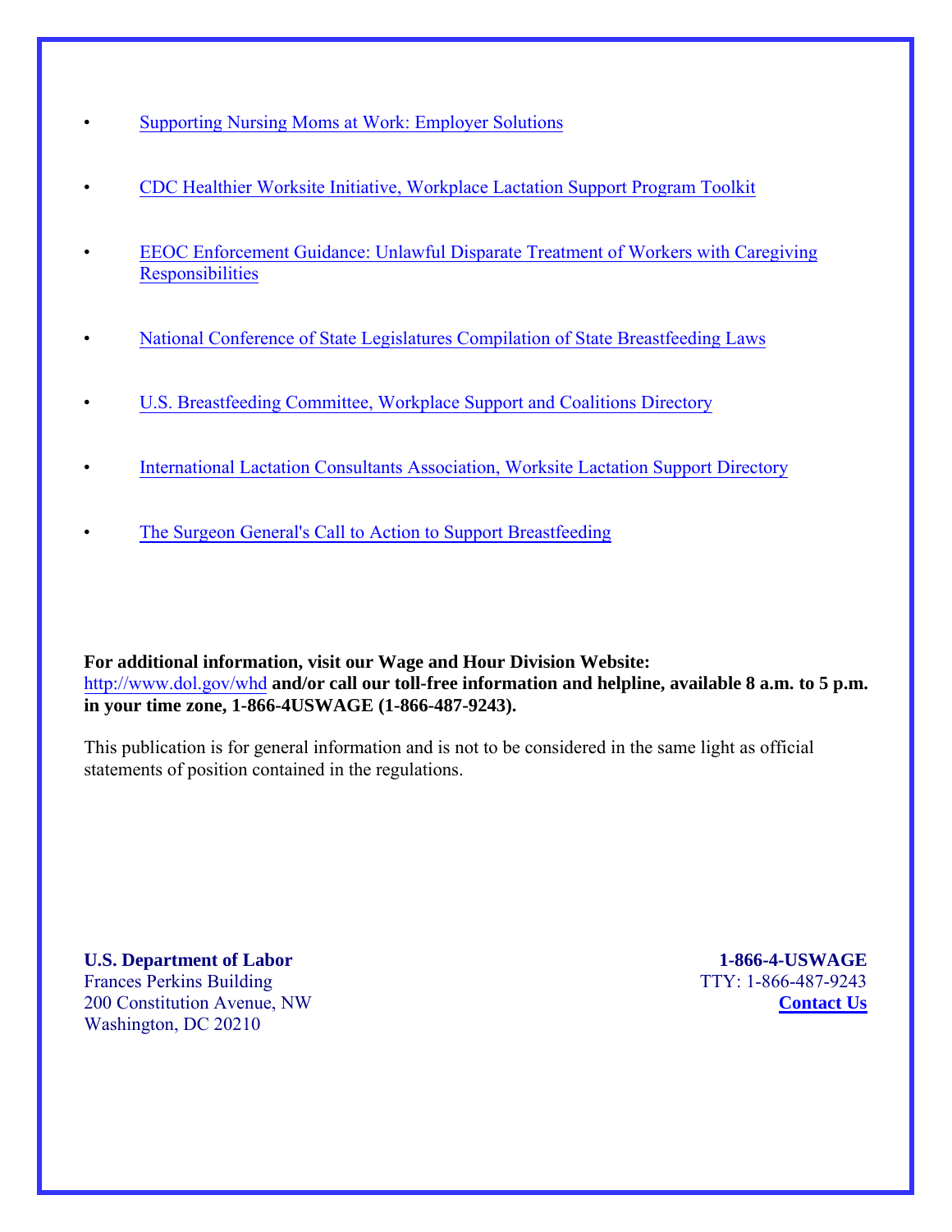- Supporting Nursing Moms at Work: Employer Solutions
- CDC Healthier Worksite Initiative, Workplace Lactation Support Program Toolkit
- EEOC Enforcement Guidance: Unlawful Disparate Treatment of Workers with Caregiving Responsibilities
- National Conference of State Legislatures Compilation of State Breastfeeding Laws
- U.S. Breastfeeding Committee, Workplace Support and Coalitions Directory
- International Lactation Consultants Association, Worksite Lactation Support Directory
- The Surgeon General's Call to Action to Support Breastfeeding

**For additional information, visit our Wage and Hour Division Website:** http://www.dol.gov/whd **and/or call our toll-free information and helpline, available 8 a.m. to 5 p.m. in your time zone, 1-866-4USWAGE (1-866-487-9243).**

This publication is for general information and is not to be considered in the same light as official statements of position contained in the regulations.

**U.S. Department of Labor**
Frances Perkins Building
200 Constitution Avenue, NW
Washington, DC 20210

**1-866-4-USWAGE**
TTY: 1-866-487-9243
**Contact Us**